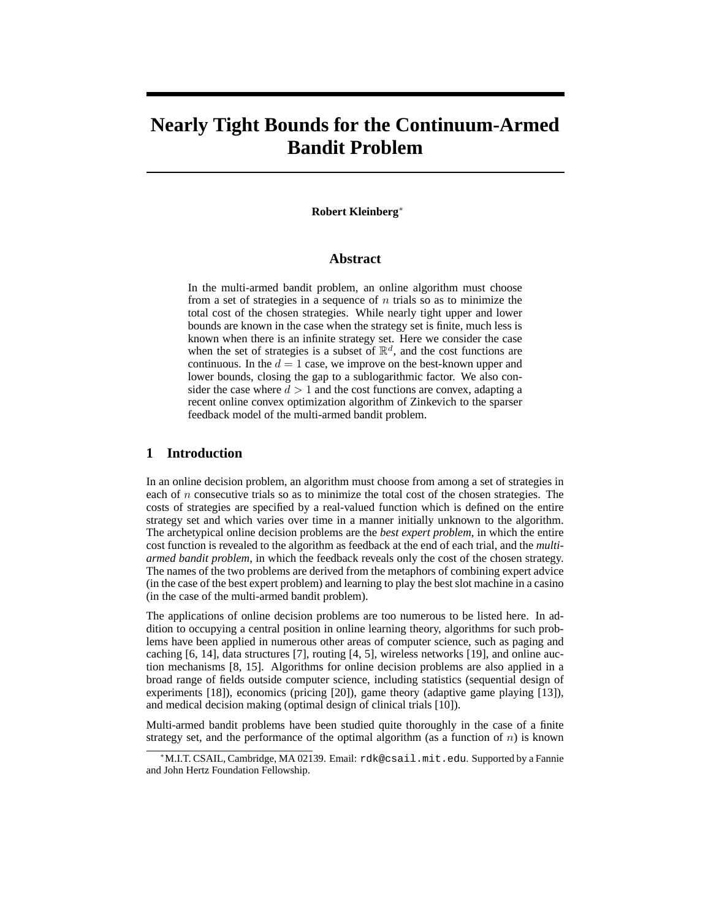# Nearly Tight Bounds for the Continuum-Armed Bandit Problem

**Robert Kleinberg***

## Abstract

In the multi-armed bandit problem, an online algorithm must choose from a set of strategies in a sequence of $n$ trials so as to minimize the total cost of the chosen strategies. While nearly tight upper and lower bounds are known in the case when the strategy set is finite, much less is known when there is an infinite strategy set. Here we consider the case when the set of strategies is a subset of $\mathbb{R}^d$, and the cost functions are continuous. In the $d = 1$ case, we improve on the best-known upper and lower bounds, closing the gap to a sublogarithmic factor. We also consider the case where $d > 1$ and the cost functions are convex, adapting a recent online convex optimization algorithm of Zinkevich to the sparser feedback model of the multi-armed bandit problem.

## 1 Introduction

In an online decision problem, an algorithm must choose from among a set of strategies in each of $n$ consecutive trials so as to minimize the total cost of the chosen strategies. The costs of strategies are specified by a real-valued function which is defined on the entire strategy set and which varies over time in a manner initially unknown to the algorithm. The archetypical online decision problems are the *best expert problem*, in which the entire cost function is revealed to the algorithm as feedback at the end of each trial, and the *multi-armed bandit problem*, in which the feedback reveals only the cost of the chosen strategy. The names of the two problems are derived from the metaphors of combining expert advice (in the case of the best expert problem) and learning to play the best slot machine in a casino (in the case of the multi-armed bandit problem).

The applications of online decision problems are too numerous to be listed here. In addition to occupying a central position in online learning theory, algorithms for such problems have been applied in numerous other areas of computer science, such as paging and caching [6, 14], data structures [7], routing [4, 5], wireless networks [19], and online auction mechanisms [8, 15]. Algorithms for online decision problems are also applied in a broad range of fields outside computer science, including statistics (sequential design of experiments [18]), economics (pricing [20]), game theory (adaptive game playing [13]), and medical decision making (optimal design of clinical trials [10]).

Multi-armed bandit problems have been studied quite thoroughly in the case of a finite strategy set, and the performance of the optimal algorithm (as a function of $n$) is known

*M.I.T. CSAIL, Cambridge, MA 02139. Email: rdk@csail.mit.edu. Supported by a Fannie and John Hertz Foundation Fellowship.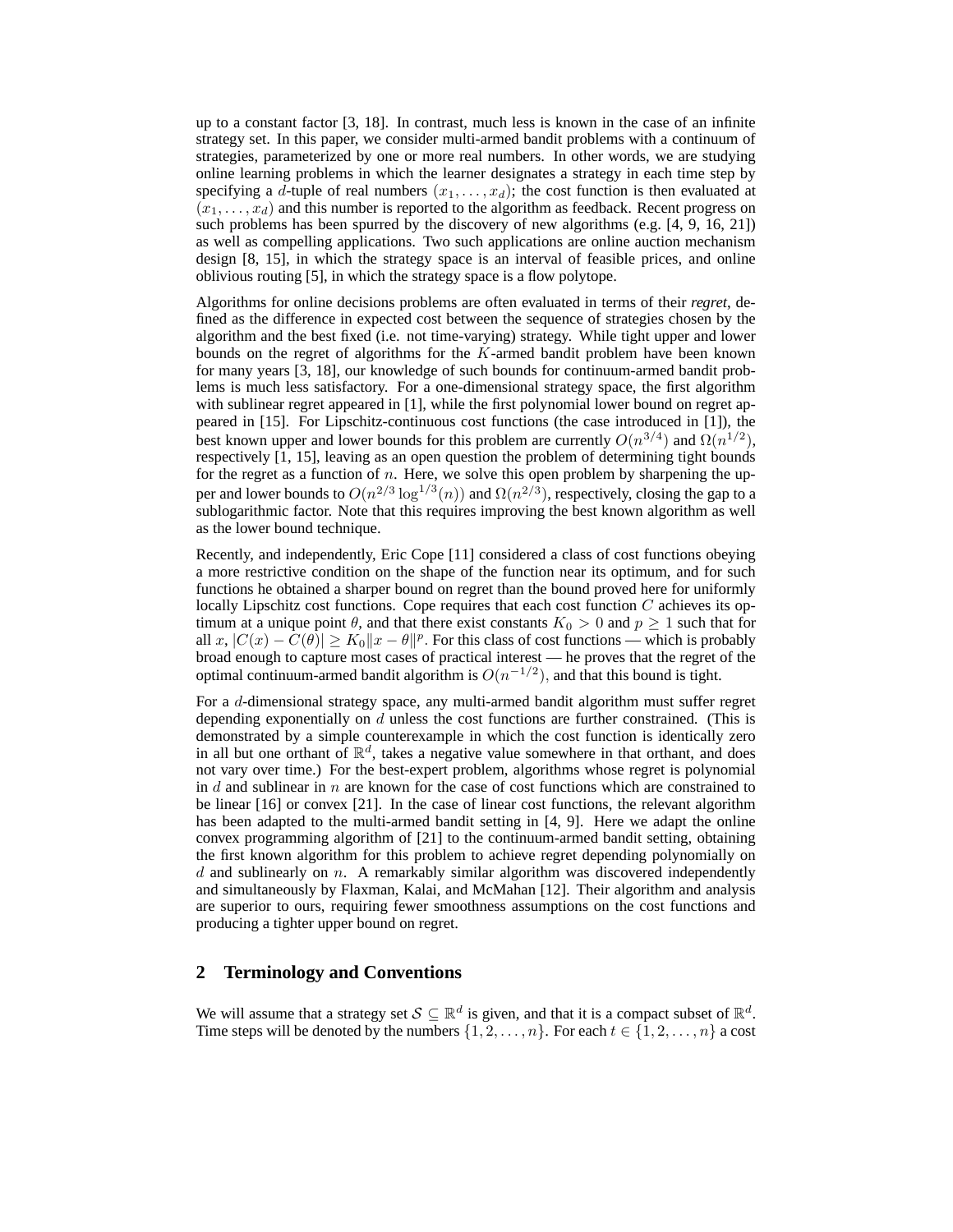up to a constant factor [3, 18]. In contrast, much less is known in the case of an infinite strategy set. In this paper, we consider multi-armed bandit problems with a continuum of strategies, parameterized by one or more real numbers. In other words, we are studying online learning problems in which the learner designates a strategy in each time step by specifying a $d$-tuple of real numbers $(x_1, \ldots, x_d)$; the cost function is then evaluated at $(x_1, \ldots, x_d)$ and this number is reported to the algorithm as feedback. Recent progress on such problems has been spurred by the discovery of new algorithms (e.g. [4, 9, 16, 21]) as well as compelling applications. Two such applications are online auction mechanism design [8, 15], in which the strategy space is an interval of feasible prices, and online oblivious routing [5], in which the strategy space is a flow polytope.

Algorithms for online decisions problems are often evaluated in terms of their ***regret***, defined as the difference in expected cost between the sequence of strategies chosen by the algorithm and the best fixed (i.e. not time-varying) strategy. While tight upper and lower bounds on the regret of algorithms for the $K$-armed bandit problem have been known for many years [3, 18], our knowledge of such bounds for continuum-armed bandit problems is much less satisfactory. For a one-dimensional strategy space, the first algorithm with sublinear regret appeared in [1], while the first polynomial lower bound on regret appeared in [15]. For Lipschitz-continuous cost functions (the case introduced in [1]), the best known upper and lower bounds for this problem are currently $O(n^{3/4})$ and $\Omega(n^{1/2})$, respectively [1, 15], leaving as an open question the problem of determining tight bounds for the regret as a function of $n$. Here, we solve this open problem by sharpening the upper and lower bounds to $O(n^{2/3} \log^{1/3}(n))$ and $\Omega(n^{2/3})$, respectively, closing the gap to a sublogarithmic factor. Note that this requires improving the best known algorithm as well as the lower bound technique.

Recently, and independently, Eric Cope [11] considered a class of cost functions obeying a more restrictive condition on the shape of the function near its optimum, and for such functions he obtained a sharper bound on regret than the bound proved here for uniformly locally Lipschitz cost functions. Cope requires that each cost function $C$ achieves its optimum at a unique point $\theta$, and that there exist constants $K_0 > 0$ and $p \geq 1$ such that for all $x$, $|C(x) - C(\theta)| \geq K_0 \|x - \theta\|^p$. For this class of cost functions — which is probably broad enough to capture most cases of practical interest — he proves that the regret of the optimal continuum-armed bandit algorithm is $O(n^{-1/2})$, and that this bound is tight.

For a $d$-dimensional strategy space, any multi-armed bandit algorithm must suffer regret depending exponentially on $d$ unless the cost functions are further constrained. (This is demonstrated by a simple counterexample in which the cost function is identically zero in all but one orthant of $\mathbb{R}^d$, takes a negative value somewhere in that orthant, and does not vary over time.) For the best-expert problem, algorithms whose regret is polynomial in $d$ and sublinear in $n$ are known for the case of cost functions which are constrained to be linear [16] or convex [21]. In the case of linear cost functions, the relevant algorithm has been adapted to the multi-armed bandit setting in [4, 9]. Here we adapt the online convex programming algorithm of [21] to the continuum-armed bandit setting, obtaining the first known algorithm for this problem to achieve regret depending polynomially on $d$ and sublinearly on $n$. A remarkably similar algorithm was discovered independently and simultaneously by Flaxman, Kalai, and McMahan [12]. Their algorithm and analysis are superior to ours, requiring fewer smoothness assumptions on the cost functions and producing a tighter upper bound on regret.

## 2 Terminology and Conventions

We will assume that a strategy set $\mathcal{S} \subseteq \mathbb{R}^d$ is given, and that it is a compact subset of $\mathbb{R}^d$. Time steps will be denoted by the numbers $\{1, 2, \ldots, n\}$. For each $t \in \{1, 2, \ldots, n\}$ a cost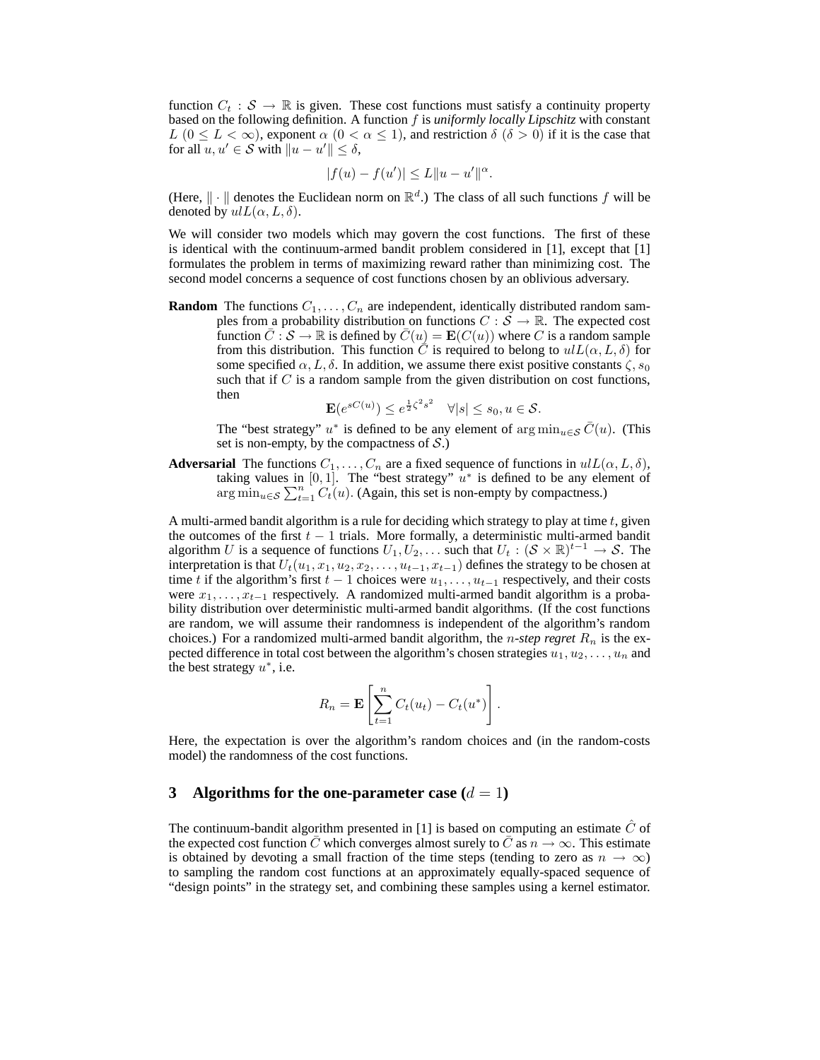function $C_t : \mathcal{S} \to \mathbb{R}$ is given. These cost functions must satisfy a continuity property based on the following definition. A function $f$ is ***uniformly locally Lipschitz*** with constant $L$ ($0 \leq L < \infty$), exponent $\alpha$ ($0 < \alpha \leq 1$), and restriction $\delta$ ($\delta > 0$) if it is the case that for all $u, u' \in \mathcal{S}$ with $\|u - u'\| \leq \delta$,

$$|f(u) - f(u')| \leq L\|u - u'\|^\alpha.$$

(Here, $\|\cdot\|$ denotes the Euclidean norm on $\mathbb{R}^d$.) The class of all such functions $f$ will be denoted by $ulL(\alpha, L, \delta)$.

We will consider two models which may govern the cost functions. The first of these is identical with the continuum-armed bandit problem considered in [1], except that [1] formulates the problem in terms of maximizing reward rather than minimizing cost. The second model concerns a sequence of cost functions chosen by an oblivious adversary.

**Random** The functions $C_1, \ldots, C_n$ are independent, identically distributed random samples from a probability distribution on functions $C : \mathcal{S} \to \mathbb{R}$. The expected cost function $\bar{C} : \mathcal{S} \to \mathbb{R}$ is defined by $\bar{C}(u) = \mathbf{E}(C(u))$ where $C$ is a random sample from this distribution. This function $\bar{C}$ is required to belong to $ulL(\alpha, L, \delta)$ for some specified $\alpha, L, \delta$. In addition, we assume there exist positive constants $\zeta, s_0$ such that if $C$ is a random sample from the given distribution on cost functions, then

$$\mathbf{E}(e^{sC(u)}) \leq e^{\frac{1}{2}\zeta^2 s^2} \quad \forall |s| \leq s_0, u \in \mathcal{S}.$$

The "best strategy" $u^*$ is defined to be any element of $\arg\min_{u \in \mathcal{S}} \bar{C}(u)$. (This set is non-empty, by the compactness of $\mathcal{S}$.)

**Adversarial** The functions $C_1, \ldots, C_n$ are a fixed sequence of functions in $ulL(\alpha, L, \delta)$, taking values in $[0, 1]$. The "best strategy" $u^*$ is defined to be any element of $\arg\min_{u \in \mathcal{S}} \sum_{t=1}^{n} C_t(u)$. (Again, this set is non-empty by compactness.)

A multi-armed bandit algorithm is a rule for deciding which strategy to play at time $t$, given the outcomes of the first $t-1$ trials. More formally, a deterministic multi-armed bandit algorithm $U$ is a sequence of functions $U_1, U_2, \ldots$ such that $U_t : (\mathcal{S} \times \mathbb{R})^{t-1} \to \mathcal{S}$. The interpretation is that $U_t(u_1, x_1, u_2, x_2, \ldots, u_{t-1}, x_{t-1})$ defines the strategy to be chosen at time $t$ if the algorithm's first $t-1$ choices were $u_1, \ldots, u_{t-1}$ respectively, and their costs were $x_1, \ldots, x_{t-1}$ respectively. A randomized multi-armed bandit algorithm is a probability distribution over deterministic multi-armed bandit algorithms. (If the cost functions are random, we will assume their randomness is independent of the algorithm's random choices.) For a randomized multi-armed bandit algorithm, the *$n$-step regret* $R_n$ is the expected difference in total cost between the algorithm's chosen strategies $u_1, u_2, \ldots, u_n$ and the best strategy $u^*$, i.e.

$$R_n = \mathbf{E}\left[\sum_{t=1}^{n} C_t(u_t) - C_t(u^*)\right].$$

Here, the expectation is over the algorithm's random choices and (in the random-costs model) the randomness of the cost functions.

## 3 Algorithms for the one-parameter case ($d = 1$)

The continuum-bandit algorithm presented in [1] is based on computing an estimate $\hat{C}$ of the expected cost function $\bar{C}$ which converges almost surely to $\bar{C}$ as $n \to \infty$. This estimate is obtained by devoting a small fraction of the time steps (tending to zero as $n \to \infty$) to sampling the random cost functions at an approximately equally-spaced sequence of "design points" in the strategy set, and combining these samples using a kernel estimator.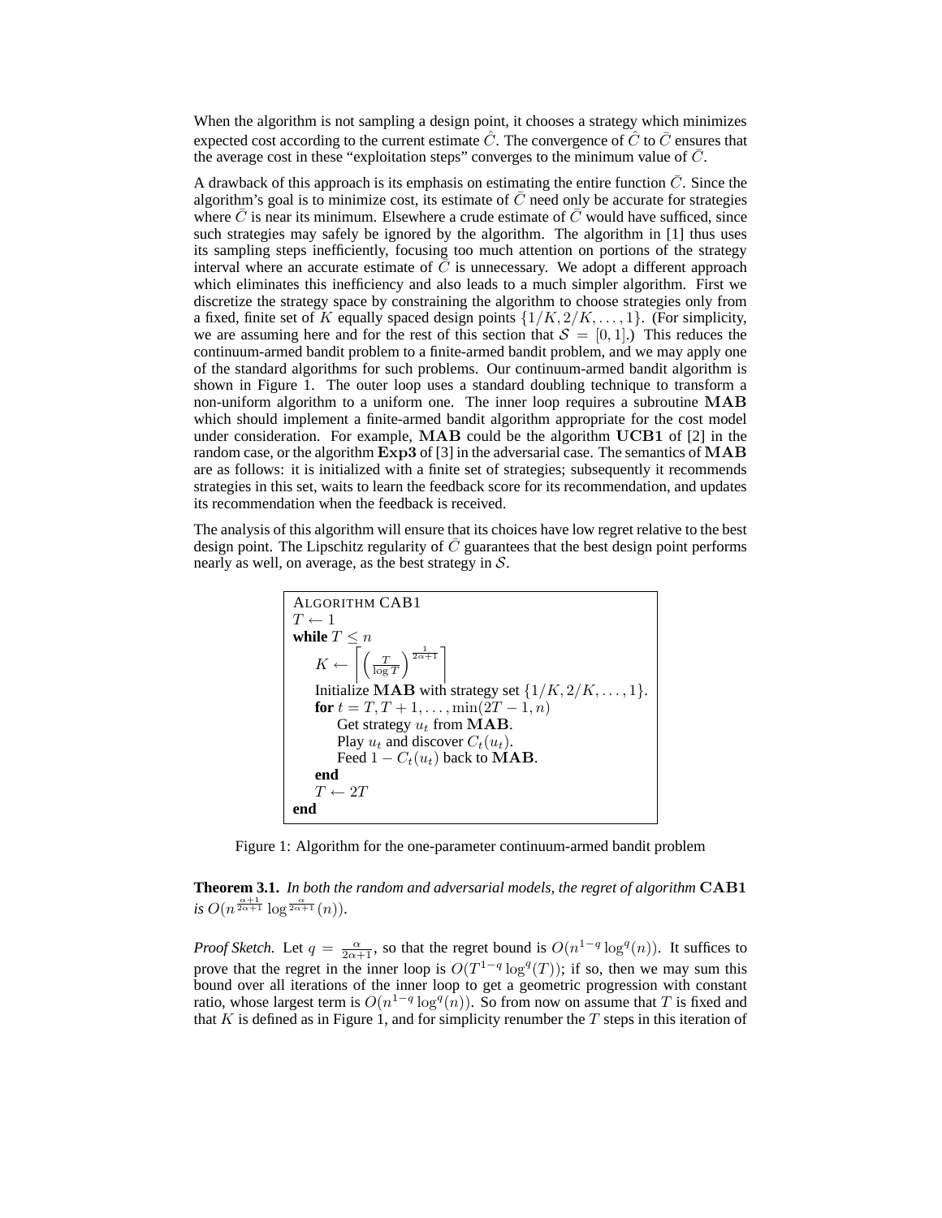When the algorithm is not sampling a design point, it chooses a strategy which minimizes expected cost according to the current estimate $\hat{C}$. The convergence of $\hat{C}$ to $\bar{C}$ ensures that the average cost in these "exploitation steps" converges to the minimum value of $\bar{C}$.

A drawback of this approach is its emphasis on estimating the entire function $\bar{C}$. Since the algorithm's goal is to minimize cost, its estimate of $\bar{C}$ need only be accurate for strategies where $\bar{C}$ is near its minimum. Elsewhere a crude estimate of $\bar{C}$ would have sufficed, since such strategies may safely be ignored by the algorithm. The algorithm in [1] thus uses its sampling steps inefficiently, focusing too much attention on portions of the strategy interval where an accurate estimate of $\bar{C}$ is unnecessary. We adopt a different approach which eliminates this inefficiency and also leads to a much simpler algorithm. First we discretize the strategy space by constraining the algorithm to choose strategies only from a fixed, finite set of $K$ equally spaced design points $\{1/K, 2/K, \ldots, 1\}$. (For simplicity, we are assuming here and for the rest of this section that $\mathcal{S} = [0, 1]$.) This reduces the continuum-armed bandit problem to a finite-armed bandit problem, and we may apply one of the standard algorithms for such problems. Our continuum-armed bandit algorithm is shown in Figure 1. The outer loop uses a standard doubling technique to transform a non-uniform algorithm to a uniform one. The inner loop requires a subroutine **MAB** which should implement a finite-armed bandit algorithm appropriate for the cost model under consideration. For example, **MAB** could be the algorithm **UCB1** of [2] in the random case, or the algorithm **Exp3** of [3] in the adversarial case. The semantics of **MAB** are as follows: it is initialized with a finite set of strategies; subsequently it recommends strategies in this set, waits to learn the feedback score for its recommendation, and updates its recommendation when the feedback is received.

The analysis of this algorithm will ensure that its choices have low regret relative to the best design point. The Lipschitz regularity of $\bar{C}$ guarantees that the best design point performs nearly as well, on average, as the best strategy in $\mathcal{S}$.

```
ALGORITHM CAB1
T ← 1
while T ≤ n
    K ← ⌈(T / log T)^(1/(2α+1))⌉
    Initialize MAB with strategy set {1/K, 2/K, ..., 1}.
    for t = T, T+1, ..., min(2T − 1, n)
        Get strategy u_t from MAB.
        Play u_t and discover C_t(u_t).
        Feed 1 − C_t(u_t) back to MAB.
    end
    T ← 2T
end
```

Figure 1: Algorithm for the one-parameter continuum-armed bandit problem

**Theorem 3.1.** *In both the random and adversarial models, the regret of algorithm* **CAB1** *is* $O(n^{\frac{\alpha+1}{2\alpha+1}} \log^{\frac{\alpha}{2\alpha+1}}(n))$.

*Proof Sketch.* Let $q = \frac{\alpha}{2\alpha+1}$, so that the regret bound is $O(n^{1-q} \log^q(n))$. It suffices to prove that the regret in the inner loop is $O(T^{1-q} \log^q(T))$; if so, then we may sum this bound over all iterations of the inner loop to get a geometric progression with constant ratio, whose largest term is $O(n^{1-q} \log^q(n))$. So from now on assume that $T$ is fixed and that $K$ is defined as in Figure 1, and for simplicity renumber the $T$ steps in this iteration of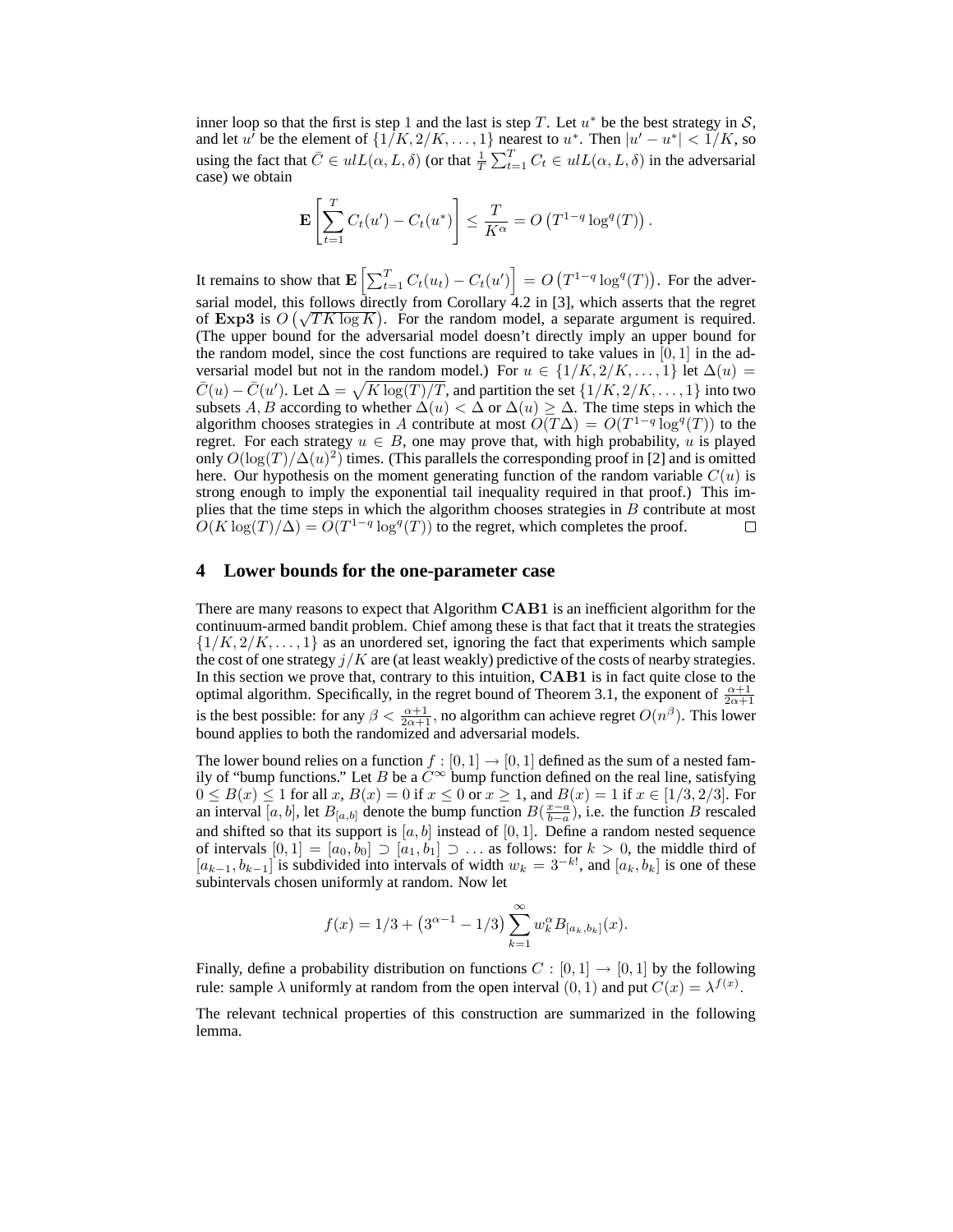inner loop so that the first is step 1 and the last is step $T$. Let $u^*$ be the best strategy in $\mathcal{S}$, and let $u'$ be the element of $\{1/K, 2/K, \ldots, 1\}$ nearest to $u^*$. Then $|u' - u^*| < 1/K$, so using the fact that $\bar{C} \in ulL(\alpha, L, \delta)$ (or that $\frac{1}{T}\sum_{t=1}^{T} C_t \in ulL(\alpha, L, \delta)$ in the adversarial case) we obtain

$$\mathbf{E}\left[\sum_{t=1}^{T} C_t(u') - C_t(u^*)\right] \leq \frac{T}{K^\alpha} = O\left(T^{1-q}\log^q(T)\right).$$

It remains to show that $\mathbf{E}\left[\sum_{t=1}^{T} C_t(u_t) - C_t(u')\right] = O\left(T^{1-q}\log^q(T)\right)$. For the adversarial model, this follows directly from Corollary 4.2 in [3], which asserts that the regret of **Exp3** is $O\left(\sqrt{TK\log K}\right)$. For the random model, a separate argument is required. (The upper bound for the adversarial model doesn't directly imply an upper bound for the random model, since the cost functions are required to take values in $[0, 1]$ in the adversarial model but not in the random model.) For $u \in \{1/K, 2/K, \ldots, 1\}$ let $\Delta(u) = \bar{C}(u) - \bar{C}(u')$. Let $\Delta = \sqrt{K\log(T)/T}$, and partition the set $\{1/K, 2/K, \ldots, 1\}$ into two subsets $A, B$ according to whether $\Delta(u) < \Delta$ or $\Delta(u) \geq \Delta$. The time steps in which the algorithm chooses strategies in $A$ contribute at most $O(T\Delta) = O(T^{1-q}\log^q(T))$ to the regret. For each strategy $u \in B$, one may prove that, with high probability, $u$ is played only $O(\log(T)/\Delta(u)^2)$ times. (This parallels the corresponding proof in [2] and is omitted here. Our hypothesis on the moment generating function of the random variable $C(u)$ is strong enough to imply the exponential tail inequality required in that proof.) This implies that the time steps in which the algorithm chooses strategies in $B$ contribute at most $O(K\log(T)/\Delta) = O(T^{1-q}\log^q(T))$ to the regret, which completes the proof. $\square$

## 4 Lower bounds for the one-parameter case

There are many reasons to expect that Algorithm **CAB1** is an inefficient algorithm for the continuum-armed bandit problem. Chief among these is that fact that it treats the strategies $\{1/K, 2/K, \ldots, 1\}$ as an unordered set, ignoring the fact that experiments which sample the cost of one strategy $j/K$ are (at least weakly) predictive of the costs of nearby strategies. In this section we prove that, contrary to this intuition, **CAB1** is in fact quite close to the optimal algorithm. Specifically, in the regret bound of Theorem 3.1, the exponent of $\frac{\alpha+1}{2\alpha+1}$ is the best possible: for any $\beta < \frac{\alpha+1}{2\alpha+1}$, no algorithm can achieve regret $O(n^\beta)$. This lower bound applies to both the randomized and adversarial models.

The lower bound relies on a function $f : [0, 1] \to [0, 1]$ defined as the sum of a nested family of "bump functions." Let $B$ be a $C^\infty$ bump function defined on the real line, satisfying $0 \leq B(x) \leq 1$ for all $x$, $B(x) = 0$ if $x \leq 0$ or $x \geq 1$, and $B(x) = 1$ if $x \in [1/3, 2/3]$. For an interval $[a, b]$, let $B_{[a,b]}$ denote the bump function $B(\frac{x-a}{b-a})$, i.e. the function $B$ rescaled and shifted so that its support is $[a, b]$ instead of $[0, 1]$. Define a random nested sequence of intervals $[0, 1] = [a_0, b_0] \supset [a_1, b_1] \supset \ldots$ as follows: for $k > 0$, the middle third of $[a_{k-1}, b_{k-1}]$ is subdivided into intervals of width $w_k = 3^{-k!}$, and $[a_k, b_k]$ is one of these subintervals chosen uniformly at random. Now let

$$f(x) = 1/3 + \left(3^{\alpha-1} - 1/3\right)\sum_{k=1}^{\infty} w_k^\alpha B_{[a_k,b_k]}(x).$$

Finally, define a probability distribution on functions $C : [0, 1] \to [0, 1]$ by the following rule: sample $\lambda$ uniformly at random from the open interval $(0, 1)$ and put $C(x) = \lambda^{f(x)}$.

The relevant technical properties of this construction are summarized in the following lemma.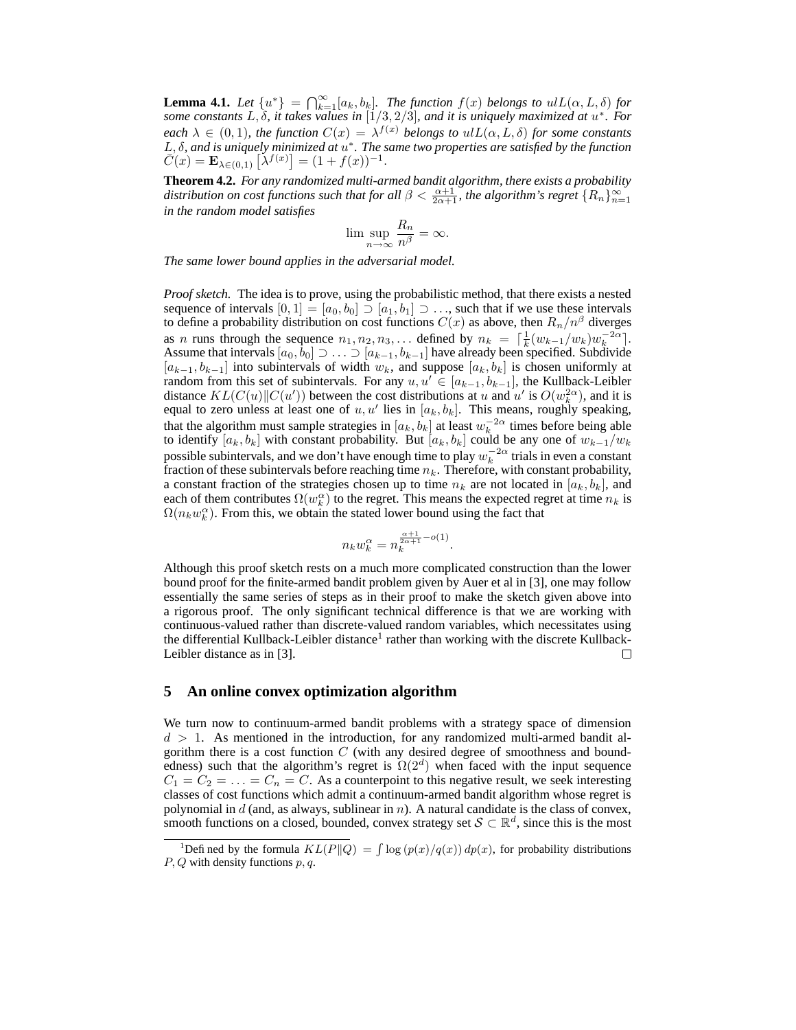**Lemma 4.1.** *Let $\{u^*\} = \bigcap_{k=1}^{\infty}[a_k, b_k]$. The function $f(x)$ belongs to $ulL(\alpha, L, \delta)$ for some constants $L, \delta$, it takes values in $[1/3, 2/3]$, and it is uniquely maximized at $u^*$. For each $\lambda \in (0,1)$, the function $C(x) = \lambda^{f(x)}$ belongs to $ulL(\alpha, L, \delta)$ for some constants $L, \delta$, and is uniquely minimized at $u^*$. The same two properties are satisfied by the function $\bar{C}(x) = \mathbf{E}_{\lambda \in (0,1)}\left[\lambda^{f(x)}\right] = (1 + f(x))^{-1}$.*

**Theorem 4.2.** *For any randomized multi-armed bandit algorithm, there exists a probability distribution on cost functions such that for all $\beta < \frac{\alpha+1}{2\alpha+1}$, the algorithm's regret $\{R_n\}_{n=1}^{\infty}$ in the random model satisfies*

$$\limsup_{n \to \infty} \frac{R_n}{n^{\beta}} = \infty.$$

*The same lower bound applies in the adversarial model.*

*Proof sketch.* The idea is to prove, using the probabilistic method, that there exists a nested sequence of intervals $[0,1] = [a_0, b_0] \supset [a_1, b_1] \supset \ldots$, such that if we use these intervals to define a probability distribution on cost functions $C(x)$ as above, then $R_n/n^{\beta}$ diverges as $n$ runs through the sequence $n_1, n_2, n_3, \ldots$ defined by $n_k = \lceil \frac{1}{k}(w_{k-1}/w_k) w_k^{-2\alpha} \rceil$. Assume that intervals $[a_0, b_0] \supset \ldots \supset [a_{k-1}, b_{k-1}]$ have already been specified. Subdivide $[a_{k-1}, b_{k-1}]$ into subintervals of width $w_k$, and suppose $[a_k, b_k]$ is chosen uniformly at random from this set of subintervals. For any $u, u' \in [a_{k-1}, b_{k-1}]$, the Kullback-Leibler distance $KL(C(u) \| C(u'))$ between the cost distributions at $u$ and $u'$ is $O(w_k^{2\alpha})$, and it is equal to zero unless at least one of $u, u'$ lies in $[a_k, b_k]$. This means, roughly speaking, that the algorithm must sample strategies in $[a_k, b_k]$ at least $w_k^{-2\alpha}$ times before being able to identify $[a_k, b_k]$ with constant probability. But $[a_k, b_k]$ could be any one of $w_{k-1}/w_k$ possible subintervals, and we don't have enough time to play $w_k^{-2\alpha}$ trials in even a constant fraction of these subintervals before reaching time $n_k$. Therefore, with constant probability, a constant fraction of the strategies chosen up to time $n_k$ are not located in $[a_k, b_k]$, and each of them contributes $\Omega(w_k^{\alpha})$ to the regret. This means the expected regret at time $n_k$ is $\Omega(n_k w_k^{\alpha})$. From this, we obtain the stated lower bound using the fact that

$$n_k w_k^{\alpha} = n_k^{\frac{\alpha+1}{2\alpha+1} - o(1)}.$$

Although this proof sketch rests on a much more complicated construction than the lower bound proof for the finite-armed bandit problem given by Auer et al in [3], one may follow essentially the same series of steps as in their proof to make the sketch given above into a rigorous proof. The only significant technical difference is that we are working with continuous-valued rather than discrete-valued random variables, which necessitates using the differential Kullback-Leibler distance[1] rather than working with the discrete Kullback-Leibler distance as in [3]. □

## 5 An online convex optimization algorithm

We turn now to continuum-armed bandit problems with a strategy space of dimension $d > 1$. As mentioned in the introduction, for any randomized multi-armed bandit algorithm there is a cost function $C$ (with any desired degree of smoothness and boundedness) such that the algorithm's regret is $\Omega(2^d)$ when faced with the input sequence $C_1 = C_2 = \ldots = C_n = C$. As a counterpoint to this negative result, we seek interesting classes of cost functions which admit a continuum-armed bandit algorithm whose regret is polynomial in $d$ (and, as always, sublinear in $n$). A natural candidate is the class of convex, smooth functions on a closed, bounded, convex strategy set $\mathcal{S} \subset \mathbb{R}^d$, since this is the most

[1] Defined by the formula $KL(P \| Q) = \int \log(p(x)/q(x))\, dp(x)$, for probability distributions $P, Q$ with density functions $p, q$.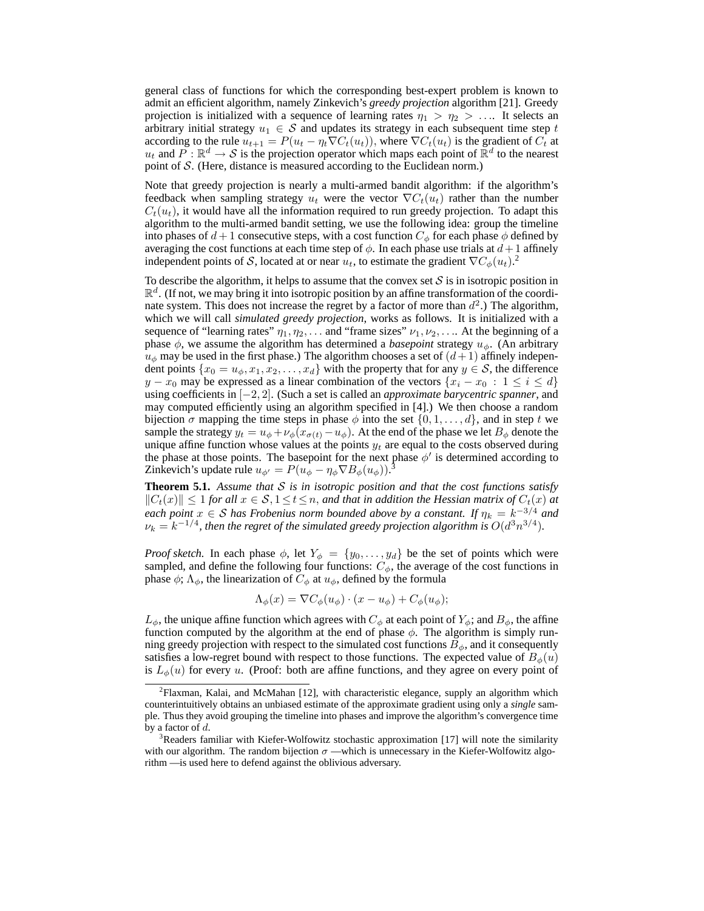general class of functions for which the corresponding best-expert problem is known to admit an efficient algorithm, namely Zinkevich's *greedy projection* algorithm [21]. Greedy projection is initialized with a sequence of learning rates $\eta_1 > \eta_2 > \ldots$. It selects an arbitrary initial strategy $u_1 \in \mathcal{S}$ and updates its strategy in each subsequent time step $t$ according to the rule $u_{t+1} = P(u_t - \eta_t \nabla C_t(u_t))$, where $\nabla C_t(u_t)$ is the gradient of $C_t$ at $u_t$ and $P : \mathbb{R}^d \to \mathcal{S}$ is the projection operator which maps each point of $\mathbb{R}^d$ to the nearest point of $\mathcal{S}$. (Here, distance is measured according to the Euclidean norm.)

Note that greedy projection is nearly a multi-armed bandit algorithm: if the algorithm's feedback when sampling strategy $u_t$ were the vector $\nabla C_t(u_t)$ rather than the number $C_t(u_t)$, it would have all the information required to run greedy projection. To adapt this algorithm to the multi-armed bandit setting, we use the following idea: group the timeline into phases of $d+1$ consecutive steps, with a cost function $C_\phi$ for each phase $\phi$ defined by averaging the cost functions at each time step of $\phi$. In each phase use trials at $d+1$ affinely independent points of $\mathcal{S}$, located at or near $u_t$, to estimate the gradient $\nabla C_\phi(u_t)$.[2]

To describe the algorithm, it helps to assume that the convex set $\mathcal{S}$ is in isotropic position in $\mathbb{R}^d$. (If not, we may bring it into isotropic position by an affine transformation of the coordinate system. This does not increase the regret by a factor of more than $d^2$.) The algorithm, which we will call *simulated greedy projection*, works as follows. It is initialized with a sequence of "learning rates" $\eta_1, \eta_2, \ldots$ and "frame sizes" $\nu_1, \nu_2, \ldots$. At the beginning of a phase $\phi$, we assume the algorithm has determined a *basepoint* strategy $u_\phi$. (An arbitrary $u_\phi$ may be used in the first phase.) The algorithm chooses a set of $(d+1)$ affinely independent points $\{x_0 = u_\phi, x_1, x_2, \ldots, x_d\}$ with the property that for any $y \in \mathcal{S}$, the difference $y - x_0$ may be expressed as a linear combination of the vectors $\{x_i - x_0 \,:\, 1 \le i \le d\}$ using coefficients in $[-2, 2]$. (Such a set is called an *approximate barycentric spanner*, and may computed efficiently using an algorithm specified in [4].) We then choose a random bijection $\sigma$ mapping the time steps in phase $\phi$ into the set $\{0, 1, \ldots, d\}$, and in step $t$ we sample the strategy $y_t = u_\phi + \nu_\phi(x_{\sigma(t)} - u_\phi)$. At the end of the phase we let $B_\phi$ denote the unique affine function whose values at the points $y_t$ are equal to the costs observed during the phase at those points. The basepoint for the next phase $\phi'$ is determined according to Zinkevich's update rule $u_{\phi'} = P(u_\phi - \eta_\phi \nabla B_\phi(u_\phi))$.[3]

**Theorem 5.1.** *Assume that $\mathcal{S}$ is in isotropic position and that the cost functions satisfy $\|C_t(x)\| \le 1$ for all $x \in \mathcal{S}, 1 \le t \le n$, and that in addition the Hessian matrix of $C_t(x)$ at each point $x \in \mathcal{S}$ has Frobenius norm bounded above by a constant. If $\eta_k = k^{-3/4}$ and $\nu_k = k^{-1/4}$, then the regret of the simulated greedy projection algorithm is $O(d^3 n^{3/4})$.*

*Proof sketch.* In each phase $\phi$, let $Y_\phi = \{y_0, \ldots, y_d\}$ be the set of points which were sampled, and define the following four functions: $C_\phi$, the average of the cost functions in phase $\phi$; $\Lambda_\phi$, the linearization of $C_\phi$ at $u_\phi$, defined by the formula

$$\Lambda_\phi(x) = \nabla C_\phi(u_\phi) \cdot (x - u_\phi) + C_\phi(u_\phi);$$

$L_\phi$, the unique affine function which agrees with $C_\phi$ at each point of $Y_\phi$; and $B_\phi$, the affine function computed by the algorithm at the end of phase $\phi$. The algorithm is simply running greedy projection with respect to the simulated cost functions $B_\phi$, and it consequently satisfies a low-regret bound with respect to those functions. The expected value of $B_\phi(u)$ is $L_\phi(u)$ for every $u$. (Proof: both are affine functions, and they agree on every point of

---

[2] Flaxman, Kalai, and McMahan [12], with characteristic elegance, supply an algorithm which counterintuitively obtains an unbiased estimate of the approximate gradient using only a *single* sample. Thus they avoid grouping the timeline into phases and improve the algorithm's convergence time by a factor of $d$.

[3] Readers familiar with Kiefer-Wolfowitz stochastic approximation [17] will note the similarity with our algorithm. The random bijection $\sigma$ —which is unnecessary in the Kiefer-Wolfowitz algorithm —is used here to defend against the oblivious adversary.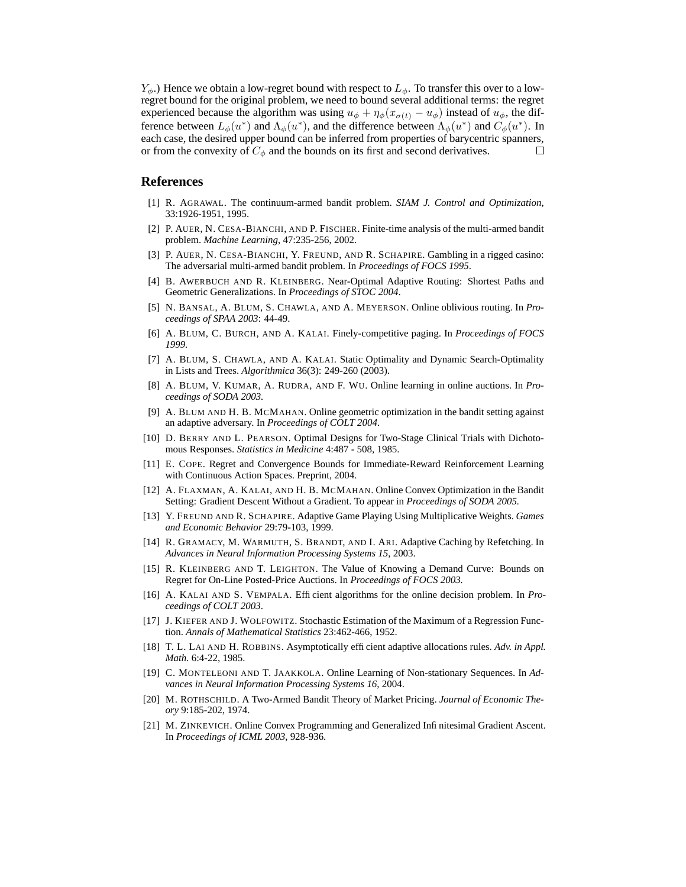$Y_\phi$.) Hence we obtain a low-regret bound with respect to $L_\phi$. To transfer this over to a low-regret bound for the original problem, we need to bound several additional terms: the regret experienced because the algorithm was using $u_\phi + \eta_\phi(x_{\sigma(t)} - u_\phi)$ instead of $u_\phi$, the difference between $L_\phi(u^*)$ and $\Lambda_\phi(u^*)$, and the difference between $\Lambda_\phi(u^*)$ and $C_\phi(u^*)$. In each case, the desired upper bound can be inferred from properties of barycentric spanners, or from the convexity of $C_\phi$ and the bounds on its first and second derivatives. □

## References

[1] R. Agrawal. The continuum-armed bandit problem. *SIAM J. Control and Optimization*, 33:1926-1951, 1995.

[2] P. Auer, N. Cesa-Bianchi, and P. Fischer. Finite-time analysis of the multi-armed bandit problem. *Machine Learning*, 47:235-256, 2002.

[3] P. Auer, N. Cesa-Bianchi, Y. Freund, and R. Schapire. Gambling in a rigged casino: The adversarial multi-armed bandit problem. In *Proceedings of FOCS 1995*.

[4] B. Awerbuch and R. Kleinberg. Near-Optimal Adaptive Routing: Shortest Paths and Geometric Generalizations. In *Proceedings of STOC 2004*.

[5] N. Bansal, A. Blum, S. Chawla, and A. Meyerson. Online oblivious routing. In *Proceedings of SPAA 2003*: 44-49.

[6] A. Blum, C. Burch, and A. Kalai. Finely-competitive paging. In *Proceedings of FOCS 1999*.

[7] A. Blum, S. Chawla, and A. Kalai. Static Optimality and Dynamic Search-Optimality in Lists and Trees. *Algorithmica* 36(3): 249-260 (2003).

[8] A. Blum, V. Kumar, A. Rudra, and F. Wu. Online learning in online auctions. In *Proceedings of SODA 2003*.

[9] A. Blum and H. B. McMahan. Online geometric optimization in the bandit setting against an adaptive adversary. In *Proceedings of COLT 2004*.

[10] D. Berry and L. Pearson. Optimal Designs for Two-Stage Clinical Trials with Dichotomous Responses. *Statistics in Medicine* 4:487 - 508, 1985.

[11] E. Cope. Regret and Convergence Bounds for Immediate-Reward Reinforcement Learning with Continuous Action Spaces. Preprint, 2004.

[12] A. Flaxman, A. Kalai, and H. B. McMahan. Online Convex Optimization in the Bandit Setting: Gradient Descent Without a Gradient. To appear in *Proceedings of SODA 2005*.

[13] Y. Freund and R. Schapire. Adaptive Game Playing Using Multiplicative Weights. *Games and Economic Behavior* 29:79-103, 1999.

[14] R. Gramacy, M. Warmuth, S. Brandt, and I. Ari. Adaptive Caching by Refetching. In *Advances in Neural Information Processing Systems 15*, 2003.

[15] R. Kleinberg and T. Leighton. The Value of Knowing a Demand Curve: Bounds on Regret for On-Line Posted-Price Auctions. In *Proceedings of FOCS 2003*.

[16] A. Kalai and S. Vempala. Efficient algorithms for the online decision problem. In *Proceedings of COLT 2003*.

[17] J. Kiefer and J. Wolfowitz. Stochastic Estimation of the Maximum of a Regression Function. *Annals of Mathematical Statistics* 23:462-466, 1952.

[18] T. L. Lai and H. Robbins. Asymptotically efficient adaptive allocations rules. *Adv. in Appl. Math.* 6:4-22, 1985.

[19] C. Monteleoni and T. Jaakkola. Online Learning of Non-stationary Sequences. In *Advances in Neural Information Processing Systems 16*, 2004.

[20] M. Rothschild. A Two-Armed Bandit Theory of Market Pricing. *Journal of Economic Theory* 9:185-202, 1974.

[21] M. Zinkevich. Online Convex Programming and Generalized Infinitesimal Gradient Ascent. In *Proceedings of ICML 2003*, 928-936.